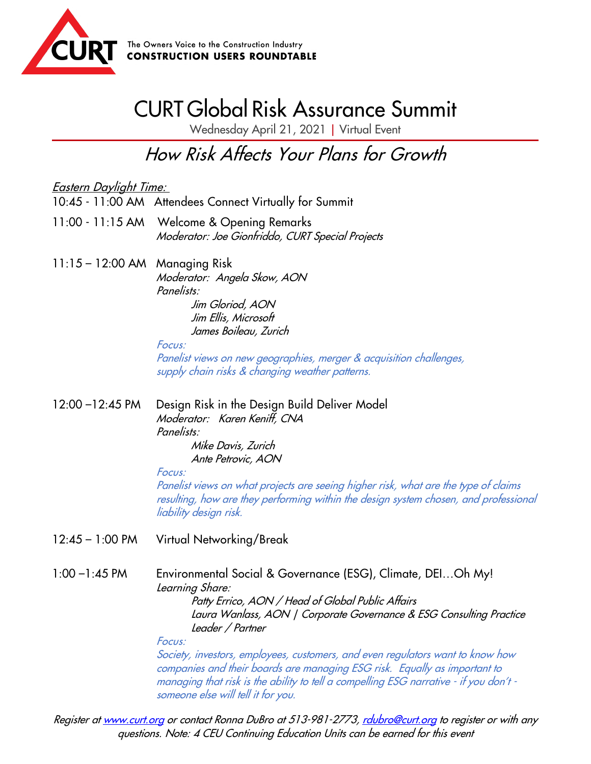CURT

The Owners Voice to the Construction Industry
**CONSTRUCTION USERS ROUNDTABLE**

# CURT Global Risk Assurance Summit

Wednesday April 21, 2021 | Virtual Event

## *How Risk Affects Your Plans for Growth*

*Eastern Daylight Time:*

10:45 - 11:00 AM Attendees Connect Virtually for Summit

11:00 - 11:15 AM Welcome & Opening Remarks
*Moderator: Joe Gionfriddo, CURT Special Projects*

11:15 – 12:00 AM Managing Risk
*Moderator: Angela Skow, AON*
*Panelists:*
*Jim Gloriod, AON*
*Jim Ellis, Microsoft*
*James Boileau, Zurich*
*Focus:*
*Panelist views on new geographies, merger & acquisition challenges, supply chain risks & changing weather patterns.*

12:00 –12:45 PM Design Risk in the Design Build Deliver Model
*Moderator: Karen Keniff, CNA*
*Panelists:*
*Mike Davis, Zurich*
*Ante Petrovic, AON*
*Focus:*
*Panelist views on what projects are seeing higher risk, what are the type of claims resulting, how are they performing within the design system chosen, and professional liability design risk.*

12:45 – 1:00 PM Virtual Networking/Break

1:00 –1:45 PM Environmental Social & Governance (ESG), Climate, DEI…Oh My!
*Learning Share:*
*Patty Errico, AON / Head of Global Public Affairs*
*Laura Wanlass, AON | Corporate Governance & ESG Consulting Practice Leader / Partner*
*Focus:*
*Society, investors, employees, customers, and even regulators want to know how companies and their boards are managing ESG risk. Equally as important to managing that risk is the ability to tell a compelling ESG narrative - if you don't - someone else will tell it for you.*

*Register at [www.curt.org](http://www.curt.org) or contact Ronna DuBro at 513-981-2773, [rdubro@curt.org](mailto:rdubro@curt.org) to register or with any questions. Note: 4 CEU Continuing Education Units can be earned for this event*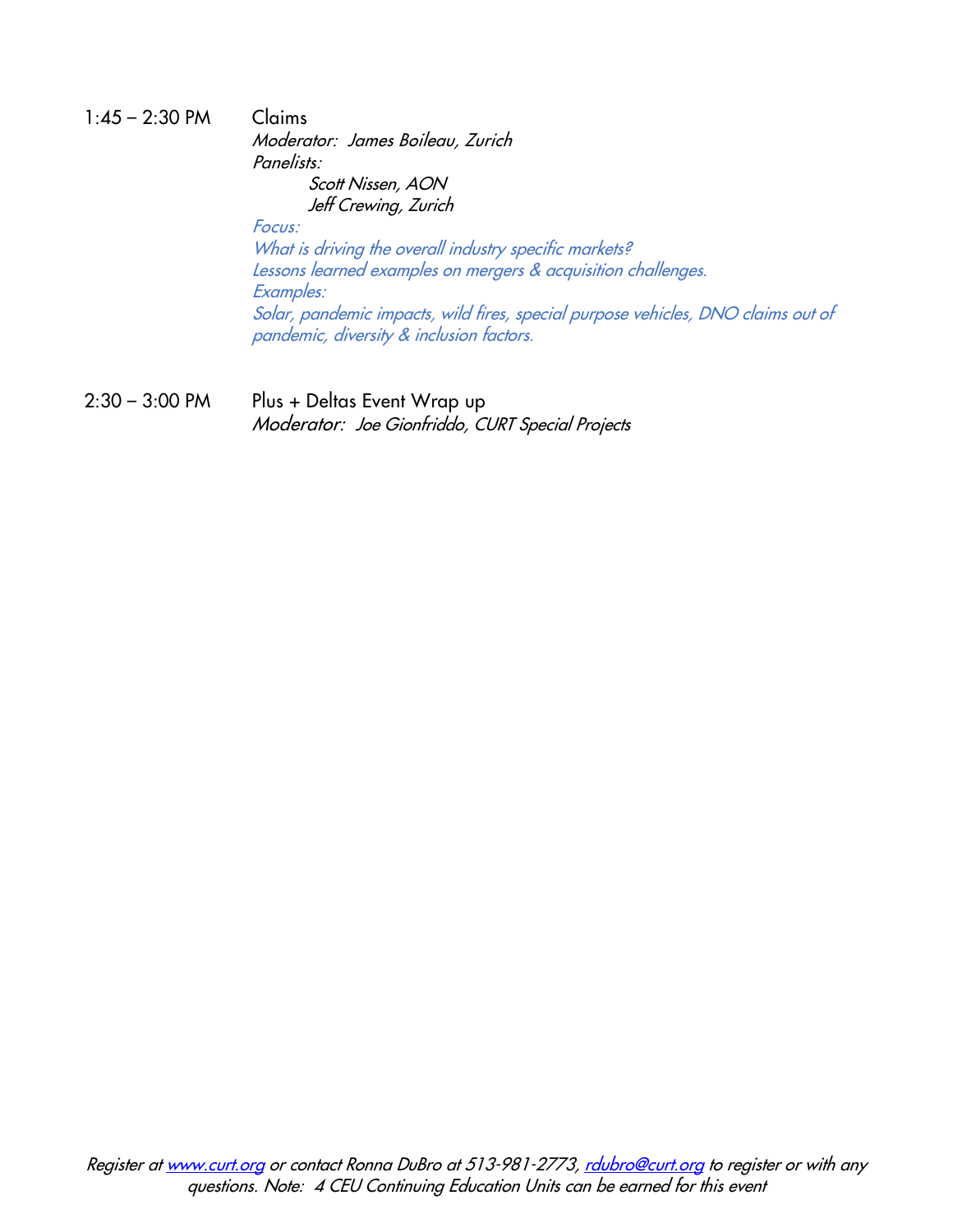1:45 – 2:30 PM Claims

*Moderator: James Boileau, Zurich*

*Panelists:*

*Scott Nissen, AON*

*Jeff Crewing, Zurich*

*Focus:*

*What is driving the overall industry specific markets?*

*Lessons learned examples on mergers & acquisition challenges.*

*Examples:*

*Solar, pandemic impacts, wild fires, special purpose vehicles, DNO claims out of pandemic, diversity & inclusion factors.*

2:30 – 3:00 PM Plus + Deltas Event Wrap up

*Moderator: Joe Gionfriddo, CURT Special Projects*

*Register at [www.curt.org](www.curt.org) or contact Ronna DuBro at 513-981-2773, [rdubro@curt.org](mailto:rdubro@curt.org) to register or with any questions. Note: 4 CEU Continuing Education Units can be earned for this event*